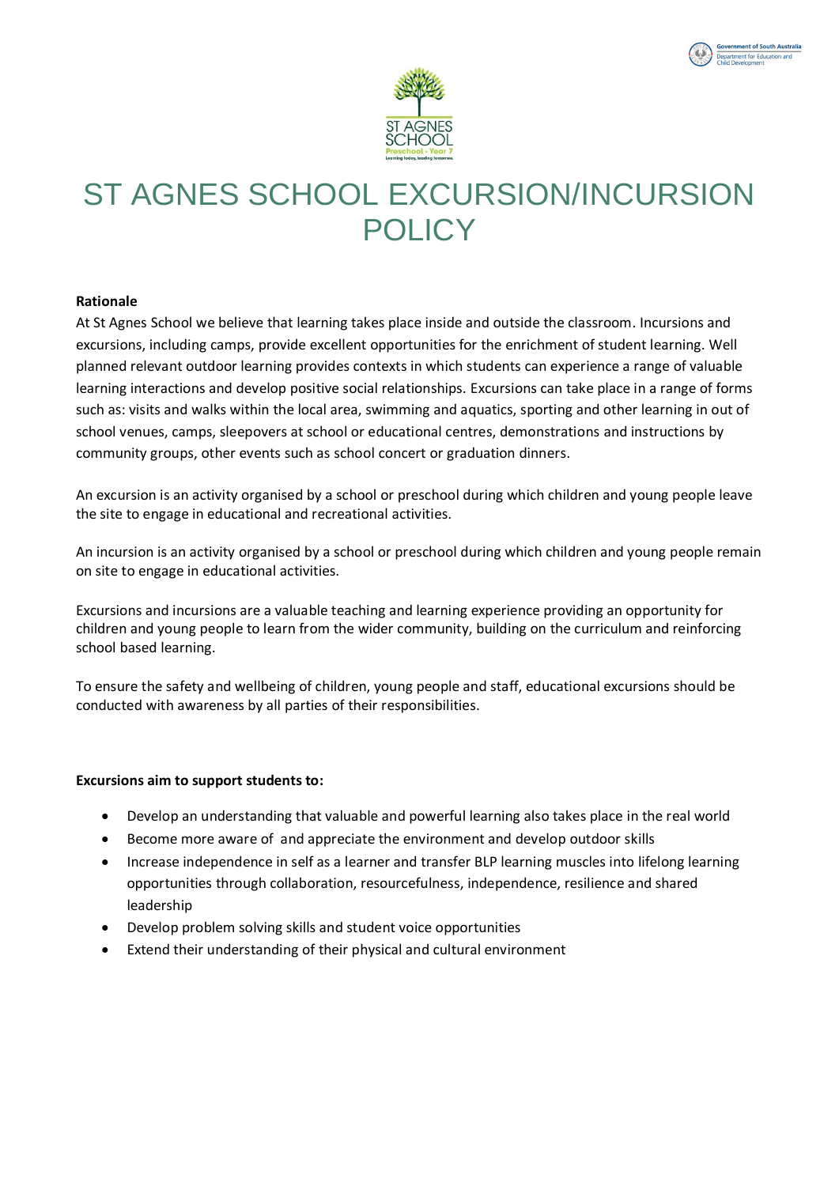# ST AGNES SCHOOL EXCURSION/INCURSION POLICY

**Rationale**

At St Agnes School we believe that learning takes place inside and outside the classroom. Incursions and excursions, including camps, provide excellent opportunities for the enrichment of student learning. Well planned relevant outdoor learning provides contexts in which students can experience a range of valuable learning interactions and develop positive social relationships. Excursions can take place in a range of forms such as: visits and walks within the local area, swimming and aquatics, sporting and other learning in out of school venues, camps, sleepovers at school or educational centres, demonstrations and instructions by community groups, other events such as school concert or graduation dinners.

An excursion is an activity organised by a school or preschool during which children and young people leave the site to engage in educational and recreational activities.

An incursion is an activity organised by a school or preschool during which children and young people remain on site to engage in educational activities.

Excursions and incursions are a valuable teaching and learning experience providing an opportunity for children and young people to learn from the wider community, building on the curriculum and reinforcing school based learning.

To ensure the safety and wellbeing of children, young people and staff, educational excursions should be conducted with awareness by all parties of their responsibilities.

**Excursions aim to support students to:**

- Develop an understanding that valuable and powerful learning also takes place in the real world
- Become more aware of and appreciate the environment and develop outdoor skills
- Increase independence in self as a learner and transfer BLP learning muscles into lifelong learning opportunities through collaboration, resourcefulness, independence, resilience and shared leadership
- Develop problem solving skills and student voice opportunities
- Extend their understanding of their physical and cultural environment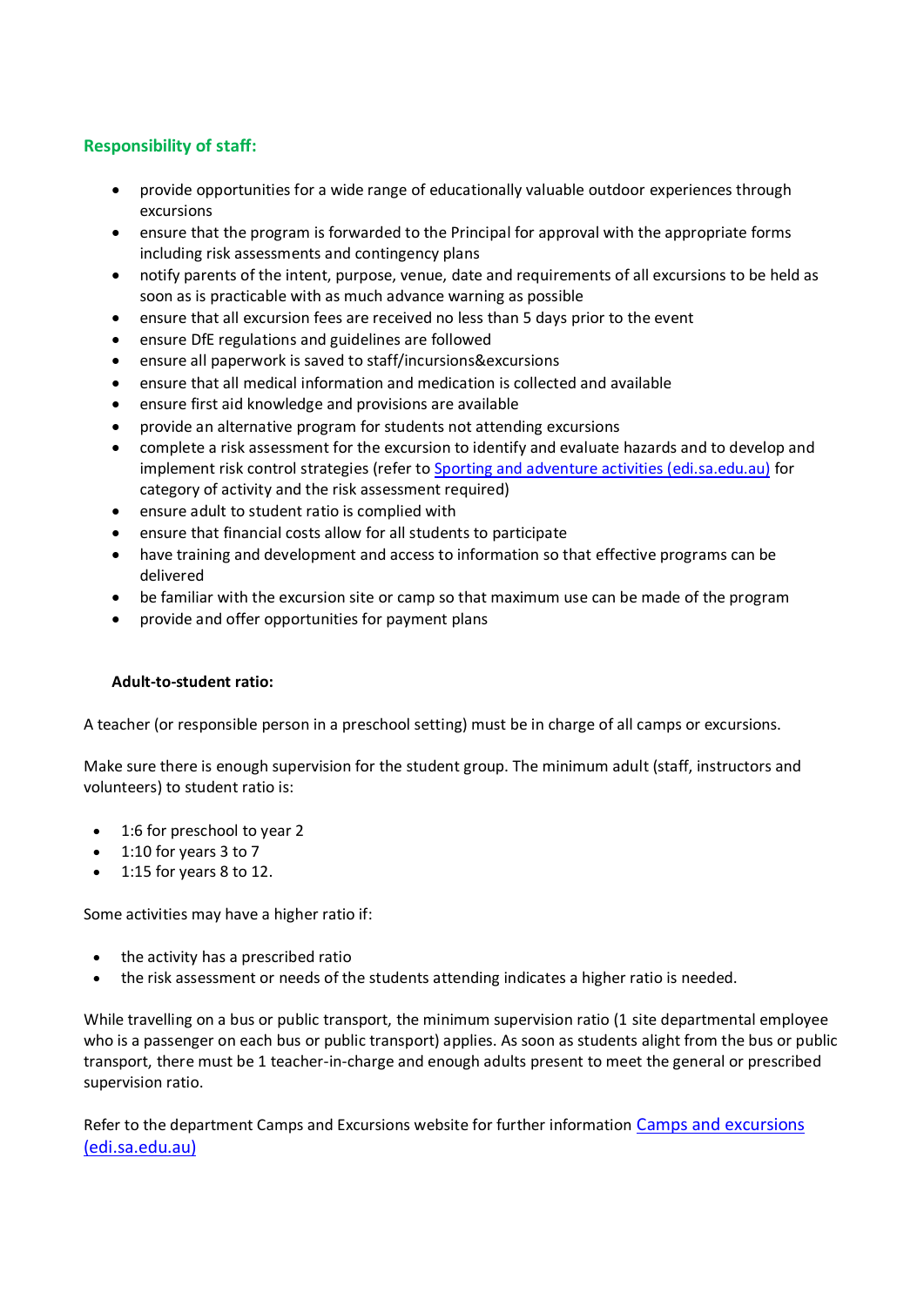## Responsibility of staff:

- provide opportunities for a wide range of educationally valuable outdoor experiences through excursions
- ensure that the program is forwarded to the Principal for approval with the appropriate forms including risk assessments and contingency plans
- notify parents of the intent, purpose, venue, date and requirements of all excursions to be held as soon as is practicable with as much advance warning as possible
- ensure that all excursion fees are received no less than 5 days prior to the event
- ensure DfE regulations and guidelines are followed
- ensure all paperwork is saved to staff/incursions&excursions
- ensure that all medical information and medication is collected and available
- ensure first aid knowledge and provisions are available
- provide an alternative program for students not attending excursions
- complete a risk assessment for the excursion to identify and evaluate hazards and to develop and implement risk control strategies (refer to [Sporting and adventure activities (edi.sa.edu.au)]() for category of activity and the risk assessment required)
- ensure adult to student ratio is complied with
- ensure that financial costs allow for all students to participate
- have training and development and access to information so that effective programs can be delivered
- be familiar with the excursion site or camp so that maximum use can be made of the program
- provide and offer opportunities for payment plans

### Adult-to-student ratio:

A teacher (or responsible person in a preschool setting) must be in charge of all camps or excursions.

Make sure there is enough supervision for the student group. The minimum adult (staff, instructors and volunteers) to student ratio is:

- 1:6 for preschool to year 2
- 1:10 for years 3 to 7
- 1:15 for years 8 to 12.

Some activities may have a higher ratio if:

- the activity has a prescribed ratio
- the risk assessment or needs of the students attending indicates a higher ratio is needed.

While travelling on a bus or public transport, the minimum supervision ratio (1 site departmental employee who is a passenger on each bus or public transport) applies. As soon as students alight from the bus or public transport, there must be 1 teacher-in-charge and enough adults present to meet the general or prescribed supervision ratio.

Refer to the department Camps and Excursions website for further information [Camps and excursions (edi.sa.edu.au)]()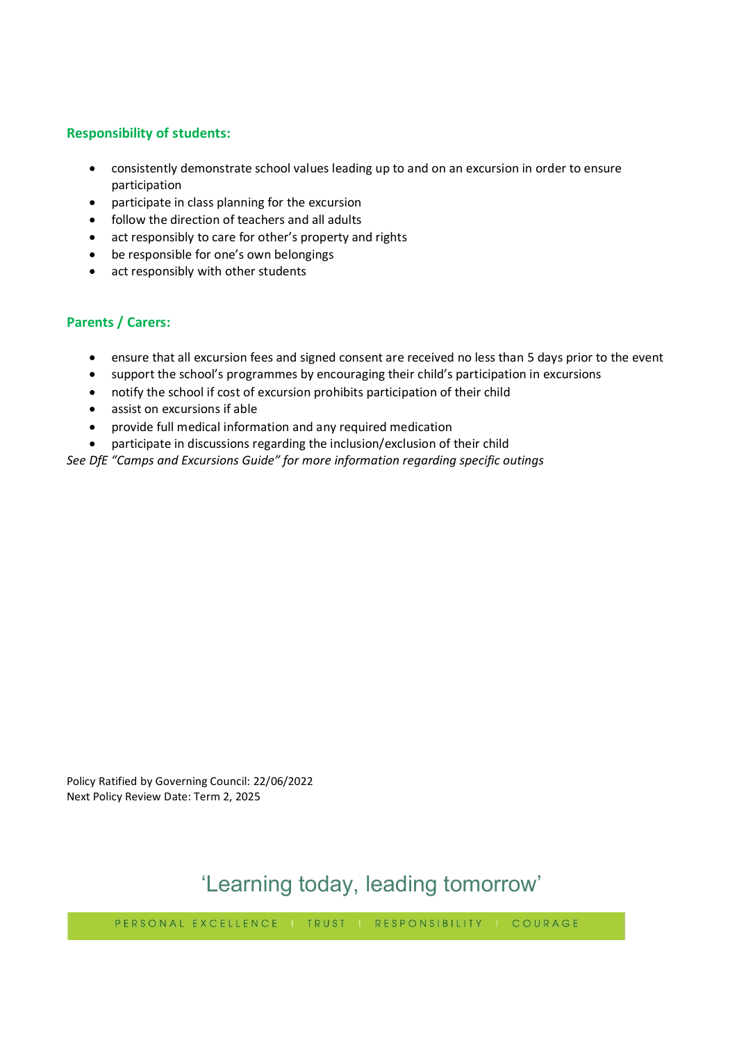### Responsibility of students:

- consistently demonstrate school values leading up to and on an excursion in order to ensure participation
- participate in class planning for the excursion
- follow the direction of teachers and all adults
- act responsibly to care for other's property and rights
- be responsible for one's own belongings
- act responsibly with other students

### Parents / Carers:

- ensure that all excursion fees and signed consent are received no less than 5 days prior to the event
- support the school's programmes by encouraging their child's participation in excursions
- notify the school if cost of excursion prohibits participation of their child
- assist on excursions if able
- provide full medical information and any required medication
- participate in discussions regarding the inclusion/exclusion of their child

*See DfE "Camps and Excursions Guide" for more information regarding specific outings*

Policy Ratified by Governing Council: 22/06/2022
Next Policy Review Date: Term 2, 2025

'Learning today, leading tomorrow'

PERSONAL EXCELLENCE | TRUST | RESPONSIBILITY | COURAGE